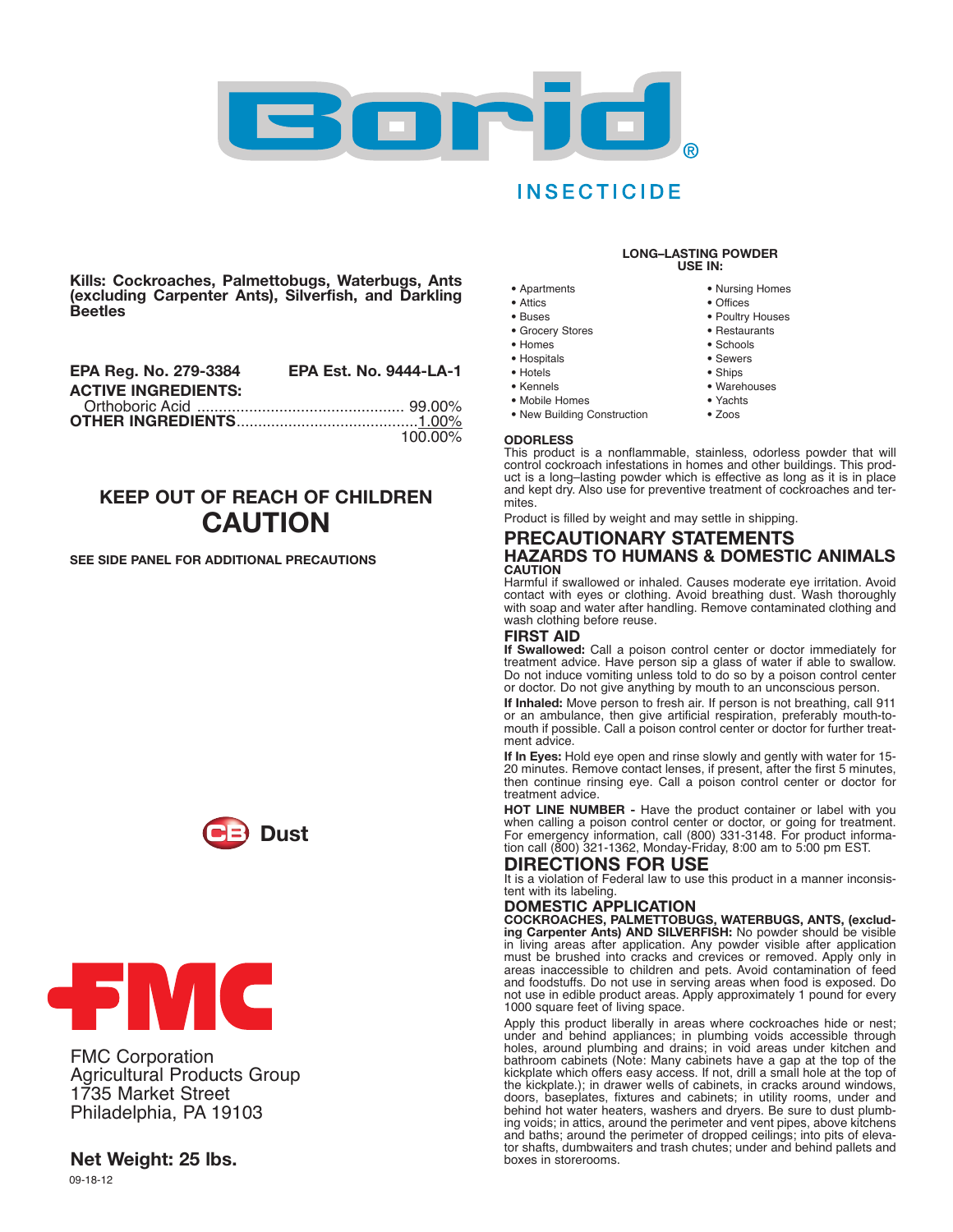# Borid®

## INSECTICIDE

**Kills: Cockroaches, Palmettobugs, Waterbugs, Ants (excluding Carpenter Ants), Silverfish, and Darkling Beetles**

**EPA Reg. No. 279-3384** **EPA Est. No. 9444-LA-1**

| **ACTIVE INGREDIENTS:** | |
|---|---|
| Orthoboric Acid | 99.00% |
| **OTHER INGREDIENTS** | 1.00% |
| | 100.00% |

## KEEP OUT OF REACH OF CHILDREN

## CAUTION

**SEE SIDE PANEL FOR ADDITIONAL PRECAUTIONS**

CB Dust

FMC

FMC Corporation
Agricultural Products Group
1735 Market Street
Philadelphia, PA 19103

**Net Weight: 25 lbs.**

09-18-12

**LONG–LASTING POWDER USE IN:**

- Apartments
- Attics
- Buses
- Grocery Stores
- Homes
- Hospitals
- Hotels
- Kennels
- Mobile Homes
- New Building Construction
- Nursing Homes
- Offices
- Poultry Houses
- Restaurants
- Schools
- Sewers
- Ships
- Warehouses
- Yachts
- Zoos

**ODORLESS**

This product is a nonflammable, stainless, odorless powder that will control cockroach infestations in homes and other buildings. This product is a long–lasting powder which is effective as long as it is in place and kept dry. Also use for preventive treatment of cockroaches and termites.

Product is filled by weight and may settle in shipping.

## PRECAUTIONARY STATEMENTS

### HAZARDS TO HUMANS & DOMESTIC ANIMALS

**CAUTION**

Harmful if swallowed or inhaled. Causes moderate eye irritation. Avoid contact with eyes or clothing. Avoid breathing dust. Wash thoroughly with soap and water after handling. Remove contaminated clothing and wash clothing before reuse.

### FIRST AID

**If Swallowed:** Call a poison control center or doctor immediately for treatment advice. Have person sip a glass of water if able to swallow. Do not induce vomiting unless told to do so by a poison control center or doctor. Do not give anything by mouth to an unconscious person.

**If Inhaled:** Move person to fresh air. If person is not breathing, call 911 or an ambulance, then give artificial respiration, preferably mouth-to-mouth if possible. Call a poison control center or doctor for further treatment advice.

**If In Eyes:** Hold eye open and rinse slowly and gently with water for 15-20 minutes. Remove contact lenses, if present, after the first 5 minutes, then continue rinsing eye. Call a poison control center or doctor for treatment advice.

**HOT LINE NUMBER -** Have the product container or label with you when calling a poison control center or doctor, or going for treatment. For emergency information, call (800) 331-3148. For product information call (800) 321-1362, Monday-Friday, 8:00 am to 5:00 pm EST.

## DIRECTIONS FOR USE

It is a violation of Federal law to use this product in a manner inconsistent with its labeling.

### DOMESTIC APPLICATION

**COCKROACHES, PALMETTOBUGS, WATERBUGS, ANTS, (excluding Carpenter Ants) AND SILVERFISH:** No powder should be visible in living areas after application. Any powder visible after application must be brushed into cracks and crevices or removed. Apply only in areas inaccessible to children and pets. Avoid contamination of feed and foodstuffs. Do not use in serving areas when food is exposed. Do not use in edible product areas. Apply approximately 1 pound for every 1000 square feet of living space.

Apply this product liberally in areas where cockroaches hide or nest; under and behind appliances; in plumbing voids accessible through plumbing holes, around plumbing and drains; in void areas under kitchen and bathroom cabinets (Note: Many cabinets have a gap at the top of the kickplate which offers easy access. If not, drill a small hole at the top of the kickplate.); in drawer wells of cabinets, in cracks around windows, doors, baseplates, fixtures and cabinets; in utility rooms, under and behind hot water heaters, washers and dryers. Be sure to dust plumbing voids; in attics, around the perimeter and vent pipes, above kitchens and baths; around the perimeter of dropped ceilings; into pits of elevator shafts, dumbwaiters and trash chutes; under and behind pallets and boxes in storerooms.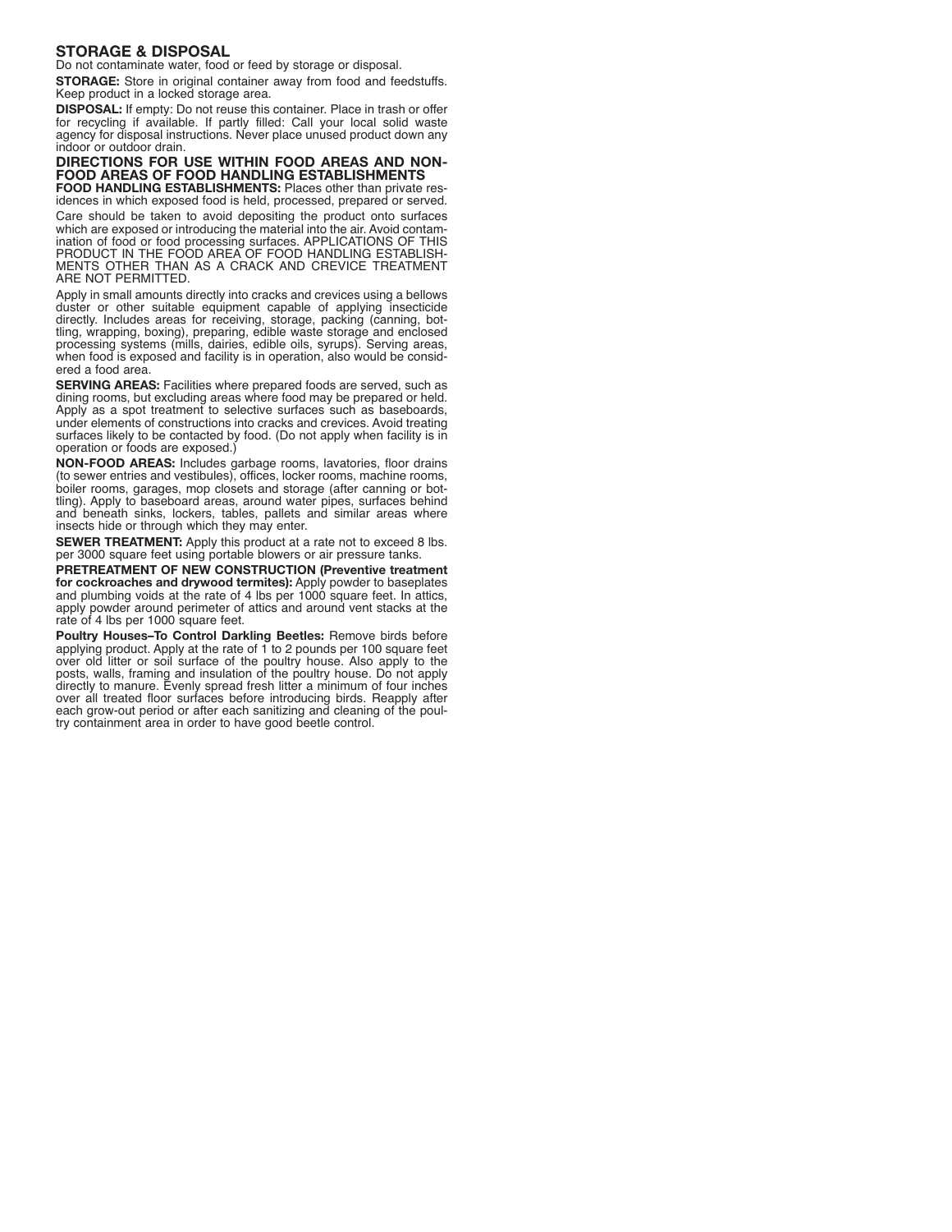## STORAGE & DISPOSAL

Do not contaminate water, food or feed by storage or disposal.

**STORAGE:** Store in original container away from food and feedstuffs. Keep product in a locked storage area.

**DISPOSAL:** If empty: Do not reuse this container. Place in trash or offer for recycling if available. If partly filled: Call your local solid waste agency for disposal instructions. Never place unused product down any indoor or outdoor drain.

## DIRECTIONS FOR USE WITHIN FOOD AREAS AND NON-FOOD AREAS OF FOOD HANDLING ESTABLISHMENTS

**FOOD HANDLING ESTABLISHMENTS:** Places other than private residences in which exposed food is held, processed, prepared or served.

Care should be taken to avoid depositing the product onto surfaces which are exposed or introducing the material into the air. Avoid contamination of food or food processing surfaces. APPLICATIONS OF THIS PRODUCT IN THE FOOD AREA OF FOOD HANDLING ESTABLISHMENTS OTHER THAN AS A CRACK AND CREVICE TREATMENT ARE NOT PERMITTED.

Apply in small amounts directly into cracks and crevices using a bellows duster or other suitable equipment capable of applying insecticide directly. Includes areas for receiving, storage, packing (canning, bottling, wrapping, boxing), preparing, edible waste storage and enclosed processing systems (mills, dairies, edible oils, syrups). Serving areas, when food is exposed and facility is in operation, also would be considered a food area.

**SERVING AREAS:** Facilities where prepared foods are served, such as dining rooms, but excluding areas where food may be prepared or held. Apply as a spot treatment to selective surfaces such as baseboards, under elements of constructions into cracks and crevices. Avoid treating surfaces likely to be contacted by food. (Do not apply when facility is in operation or foods are exposed.)

**NON-FOOD AREAS:** Includes garbage rooms, lavatories, floor drains (to sewer entries and vestibules), offices, locker rooms, machine rooms, boiler rooms, garages, mop closets and storage (after canning or bottling). Apply to baseboard areas, around water pipes, surfaces behind and beneath sinks, lockers, tables, pallets and similar areas where insects hide or through which they may enter.

**SEWER TREATMENT:** Apply this product at a rate not to exceed 8 lbs. per 3000 square feet using portable blowers or air pressure tanks.

**PRETREATMENT OF NEW CONSTRUCTION (Preventive treatment for cockroaches and drywood termites):** Apply powder to baseplates and plumbing voids at the rate of 4 lbs per 1000 square feet. In attics, apply powder around perimeter of attics and around vent stacks at the rate of 4 lbs per 1000 square feet.

**Poultry Houses–To Control Darkling Beetles:** Remove birds before applying product. Apply at the rate of 1 to 2 pounds per 100 square feet over old litter or soil surface of the poultry house. Also apply to the posts, walls, framing and insulation of the poultry house. Do not apply directly to manure. Evenly spread fresh litter a minimum of four inches over all treated floor surfaces before introducing birds. Reapply after each grow-out period or after each sanitizing and cleaning of the poultry containment area in order to have good beetle control.